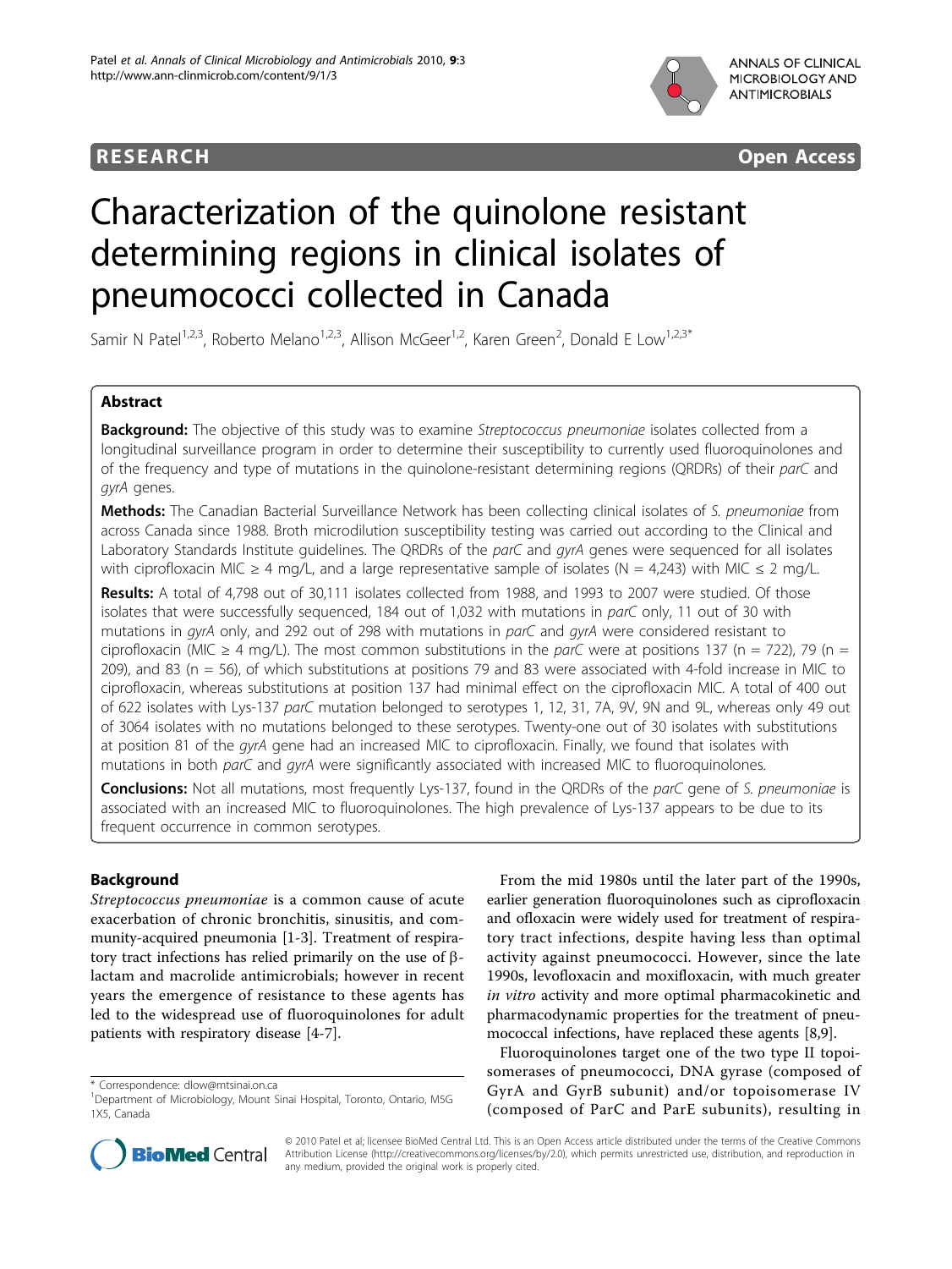RESEARCH Open Access

# Characterization of the quinolone resistant determining regions in clinical isolates of pneumococci collected in Canada

Samir N Patel[1,2,3], Roberto Melano[1,2,3], Allison McGeer[1,2], Karen Green[2], Donald E Low[1,2,3*]

## Abstract

**Background:** The objective of this study was to examine *Streptococcus pneumoniae* isolates collected from a longitudinal surveillance program in order to determine their susceptibility to currently used fluoroquinolones and of the frequency and type of mutations in the quinolone-resistant determining regions (QRDRs) of their *parC* and *gyrA* genes.

**Methods:** The Canadian Bacterial Surveillance Network has been collecting clinical isolates of *S. pneumoniae* from across Canada since 1988. Broth microdilution susceptibility testing was carried out according to the Clinical and Laboratory Standards Institute guidelines. The QRDRs of the *parC* and *gyrA* genes were sequenced for all isolates with ciprofloxacin MIC ≥ 4 mg/L, and a large representative sample of isolates (N = 4,243) with MIC ≤ 2 mg/L.

**Results:** A total of 4,798 out of 30,111 isolates collected from 1988, and 1993 to 2007 were studied. Of those isolates that were successfully sequenced, 184 out of 1,032 with mutations in *parC* only, 11 out of 30 with mutations in *gyrA* only, and 292 out of 298 with mutations in *parC* and *gyrA* were considered resistant to ciprofloxacin (MIC ≥ 4 mg/L). The most common substitutions in the *parC* were at positions 137 (n = 722), 79 (n = 209), and 83 (n = 56), of which substitutions at positions 79 and 83 were associated with 4-fold increase in MIC to ciprofloxacin, whereas substitutions at position 137 had minimal effect on the ciprofloxacin MIC. A total of 400 out of 622 isolates with Lys-137 *parC* mutation belonged to serotypes 1, 12, 31, 7A, 9V, 9N and 9L, whereas only 49 out of 3064 isolates with no mutations belonged to these serotypes. Twenty-one out of 30 isolates with substitutions at position 81 of the *gyrA* gene had an increased MIC to ciprofloxacin. Finally, we found that isolates with mutations in both *parC* and *gyrA* were significantly associated with increased MIC to fluoroquinolones.

**Conclusions:** Not all mutations, most frequently Lys-137, found in the QRDRs of the *parC* gene of *S. pneumoniae* is associated with an increased MIC to fluoroquinolones. The high prevalence of Lys-137 appears to be due to its frequent occurrence in common serotypes.

## Background

*Streptococcus pneumoniae* is a common cause of acute exacerbation of chronic bronchitis, sinusitis, and community-acquired pneumonia [1-3]. Treatment of respiratory tract infections has relied primarily on the use of β-lactam and macrolide antimicrobials; however in recent years the emergence of resistance to these agents has led to the widespread use of fluoroquinolones for adult patients with respiratory disease [4-7].

From the mid 1980s until the later part of the 1990s, earlier generation fluoroquinolones such as ciprofloxacin and ofloxacin were widely used for treatment of respiratory tract infections, despite having less than optimal activity against pneumococci. However, since the late 1990s, levofloxacin and moxifloxacin, with much greater *in vitro* activity and more optimal pharmacokinetic and pharmacodynamic properties for the treatment of pneumococcal infections, have replaced these agents [8,9].

Fluoroquinolones target one of the two type II topoisomerases of pneumococci, DNA gyrase (composed of GyrA and GyrB subunit) and/or topoisomerase IV (composed of ParC and ParE subunits), resulting in

\* Correspondence: dlow@mtsinai.on.ca
[1]Department of Microbiology, Mount Sinai Hospital, Toronto, Ontario, M5G 1X5, Canada

© 2010 Patel et al; licensee BioMed Central Ltd. This is an Open Access article distributed under the terms of the Creative Commons Attribution License (http://creativecommons.org/licenses/by/2.0), which permits unrestricted use, distribution, and reproduction in any medium, provided the original work is properly cited.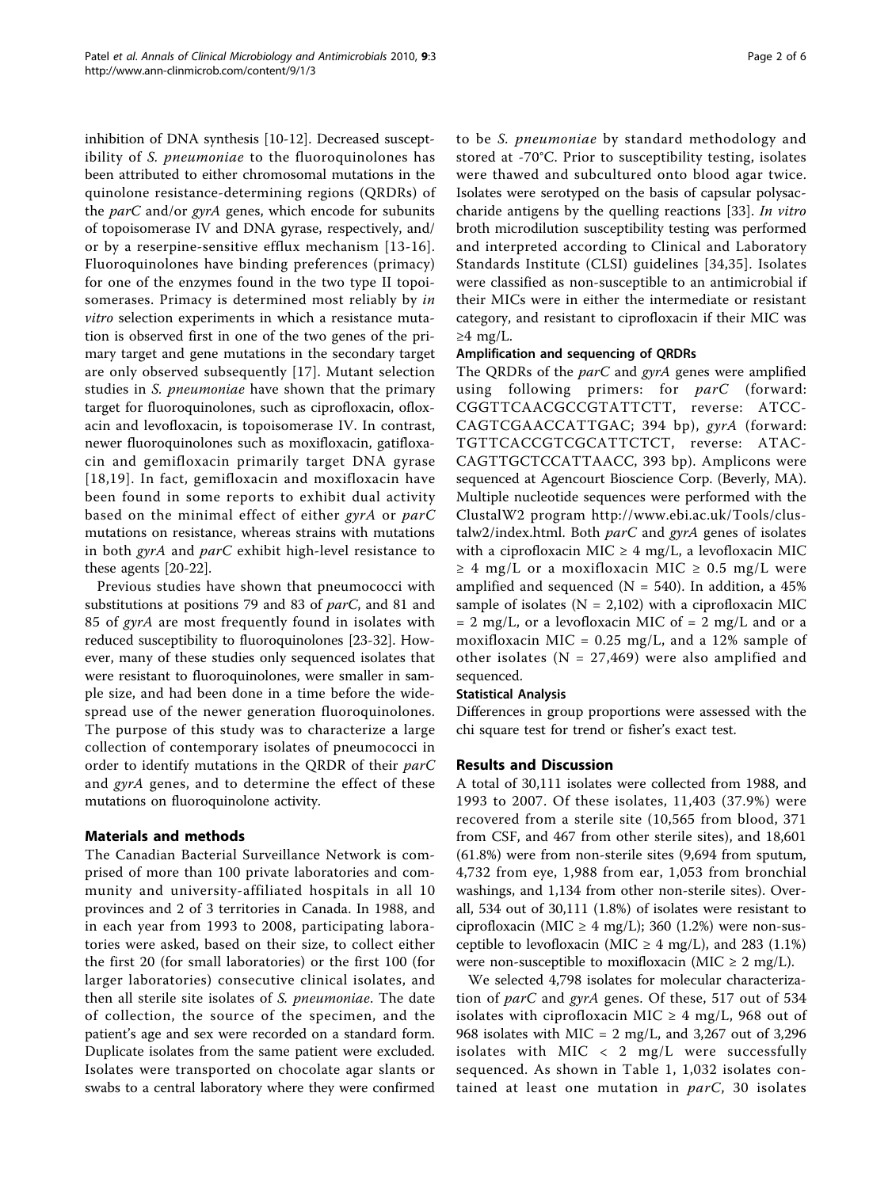inhibition of DNA synthesis [10-12]. Decreased susceptibility of *S. pneumoniae* to the fluoroquinolones has been attributed to either chromosomal mutations in the quinolone resistance-determining regions (QRDRs) of the *parC* and/or *gyrA* genes, which encode for subunits of topoisomerase IV and DNA gyrase, respectively, and/or by a reserpine-sensitive efflux mechanism [13-16]. Fluoroquinolones have binding preferences (primacy) for one of the enzymes found in the two type II topoisomerases. Primacy is determined most reliably by *in vitro* selection experiments in which a resistance mutation is observed first in one of the two genes of the primary target and gene mutations in the secondary target are only observed subsequently [17]. Mutant selection studies in *S. pneumoniae* have shown that the primary target for fluoroquinolones, such as ciprofloxacin, ofloxacin and levofloxacin, is topoisomerase IV. In contrast, newer fluoroquinolones such as moxifloxacin, gatifloxacin and gemifloxacin primarily target DNA gyrase [18,19]. In fact, gemifloxacin and moxifloxacin have been found in some reports to exhibit dual activity based on the minimal effect of either *gyrA* or *parC* mutations on resistance, whereas strains with mutations in both *gyrA* and *parC* exhibit high-level resistance to these agents [20-22].

Previous studies have shown that pneumococci with substitutions at positions 79 and 83 of *parC*, and 81 and 85 of *gyrA* are most frequently found in isolates with reduced susceptibility to fluoroquinolones [23-32]. However, many of these studies only sequenced isolates that were resistant to fluoroquinolones, were smaller in sample size, and had been done in a time before the widespread use of the newer generation fluoroquinolones. The purpose of this study was to characterize a large collection of contemporary isolates of pneumococci in order to identify mutations in the QRDR of their *parC* and *gyrA* genes, and to determine the effect of these mutations on fluoroquinolone activity.

## Materials and methods

The Canadian Bacterial Surveillance Network is comprised of more than 100 private laboratories and community and university-affiliated hospitals in all 10 provinces and 2 of 3 territories in Canada. In 1988, and in each year from 1993 to 2008, participating laboratories were asked, based on their size, to collect either the first 20 (for small laboratories) or the first 100 (for larger laboratories) consecutive clinical isolates, and then all sterile site isolates of *S. pneumoniae*. The date of collection, the source of the specimen, and the patient's age and sex were recorded on a standard form. Duplicate isolates from the same patient were excluded. Isolates were transported on chocolate agar slants or swabs to a central laboratory where they were confirmed to be *S. pneumoniae* by standard methodology and stored at -70°C. Prior to susceptibility testing, isolates were thawed and subcultured onto blood agar twice. Isolates were serotyped on the basis of capsular polysaccharide antigens by the quelling reactions [33]. *In vitro* broth microdilution susceptibility testing was performed and interpreted according to Clinical and Laboratory Standards Institute (CLSI) guidelines [34,35]. Isolates were classified as non-susceptible to an antimicrobial if their MICs were in either the intermediate or resistant category, and resistant to ciprofloxacin if their MIC was ≥4 mg/L.

### Amplification and sequencing of QRDRs

The QRDRs of the *parC* and *gyrA* genes were amplified using following primers: for *parC* (forward: CGGTTCAACGCCGTATTCTT, reverse: ATCCCAGTCGAACCATTGAC; 394 bp), *gyrA* (forward: TGTTCACCGTCGCATTCTCT, reverse: ATACCAGTTGCTCCATTAACC, 393 bp). Amplicons were sequenced at Agencourt Bioscience Corp. (Beverly, MA). Multiple nucleotide sequences were performed with the ClustalW2 program http://www.ebi.ac.uk/Tools/clustalw2/index.html. Both *parC* and *gyrA* genes of isolates with a ciprofloxacin MIC ≥ 4 mg/L, a levofloxacin MIC ≥ 4 mg/L or a moxifloxacin MIC ≥ 0.5 mg/L were amplified and sequenced (N = 540). In addition, a 45% sample of isolates (N = 2,102) with a ciprofloxacin MIC = 2 mg/L, or a levofloxacin MIC of = 2 mg/L and or a moxifloxacin MIC = 0.25 mg/L, and a 12% sample of other isolates (N = 27,469) were also amplified and sequenced.

### Statistical Analysis

Differences in group proportions were assessed with the chi square test for trend or fisher's exact test.

## Results and Discussion

A total of 30,111 isolates were collected from 1988, and 1993 to 2007. Of these isolates, 11,403 (37.9%) were recovered from a sterile site (10,565 from blood, 371 from CSF, and 467 from other sterile sites), and 18,601 (61.8%) were from non-sterile sites (9,694 from sputum, 4,732 from eye, 1,988 from ear, 1,053 from bronchial washings, and 1,134 from other non-sterile sites). Overall, 534 out of 30,111 (1.8%) of isolates were resistant to ciprofloxacin (MIC ≥ 4 mg/L); 360 (1.2%) were non-susceptible to levofloxacin (MIC ≥ 4 mg/L), and 283 (1.1%) were non-susceptible to moxifloxacin (MIC ≥ 2 mg/L).

We selected 4,798 isolates for molecular characterization of *parC* and *gyrA* genes. Of these, 517 out of 534 isolates with ciprofloxacin MIC ≥ 4 mg/L, 968 out of 968 isolates with MIC = 2 mg/L, and 3,267 out of 3,296 isolates with MIC < 2 mg/L were successfully sequenced. As shown in Table 1, 1,032 isolates contained at least one mutation in *parC*, 30 isolates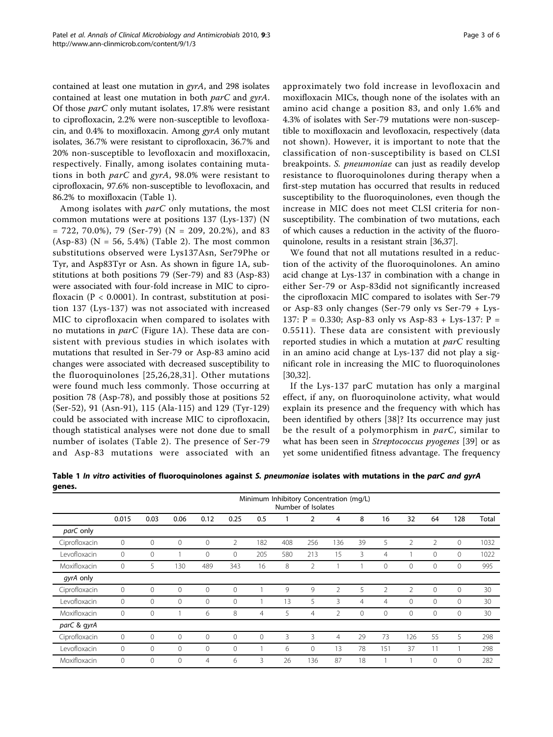contained at least one mutation in *gyrA*, and 298 isolates contained at least one mutation in both *parC* and *gyrA*. Of those *parC* only mutant isolates, 17.8% were resistant to ciprofloxacin, 2.2% were non-susceptible to levofloxacin, and 0.4% to moxifloxacin. Among *gyrA* only mutant isolates, 36.7% were resistant to ciprofloxacin, 36.7% and 20% non-susceptible to levofloxacin and moxifloxacin, respectively. Finally, among isolates containing mutations in both *parC* and *gyrA*, 98.0% were resistant to ciprofloxacin, 97.6% non-susceptible to levofloxacin, and 86.2% to moxifloxacin (Table 1).

Among isolates with *parC* only mutations, the most common mutations were at positions 137 (Lys-137) (N = 722, 70.0%), 79 (Ser-79) (N = 209, 20.2%), and 83 (Asp-83) (N = 56, 5.4%) (Table 2). The most common substitutions observed were Lys137Asn, Ser79Phe or Tyr, and Asp83Tyr or Asn. As shown in figure 1A, substitutions at both positions 79 (Ser-79) and 83 (Asp-83) were associated with four-fold increase in MIC to ciprofloxacin ($P < 0.0001$). In contrast, substitution at position 137 (Lys-137) was not associated with increased MIC to ciprofloxacin when compared to isolates with no mutations in *parC* (Figure 1A). These data are consistent with previous studies in which isolates with mutations that resulted in Ser-79 or Asp-83 amino acid changes were associated with decreased susceptibility to the fluoroquinolones [25,26,28,31]. Other mutations were found much less commonly. Those occurring at position 78 (Asp-78), and possibly those at positions 52 (Ser-52), 91 (Asn-91), 115 (Ala-115) and 129 (Tyr-129) could be associated with increase MIC to ciprofloxacin, though statistical analyses were not done due to small number of isolates (Table 2). The presence of Ser-79 and Asp-83 mutations were associated with an approximately two fold increase in levofloxacin and moxifloxacin MICs, though none of the isolates with an amino acid change a position 83, and only 1.6% and 4.3% of isolates with Ser-79 mutations were non-susceptible to moxifloxacin and levofloxacin, respectively (data not shown). However, it is important to note that the classification of non-susceptibility is based on CLSI breakpoints. *S. pneumoniae* can just as readily develop resistance to fluoroquinolones during therapy when a first-step mutation has occurred that results in reduced susceptibility to the fluoroquinolones, even though the increase in MIC does not meet CLSI criteria for non-susceptibility. The combination of two mutations, each of which causes a reduction in the activity of the fluoroquinolone, results in a resistant strain [36,37].

We found that not all mutations resulted in a reduction of the activity of the fluoroquinolones. An amino acid change at Lys-137 in combination with a change in either Ser-79 or Asp-83did not significantly increased the ciprofloxacin MIC compared to isolates with Ser-79 or Asp-83 only changes (Ser-79 only vs Ser-79 + Lys-137: $P = 0.330$; Asp-83 only vs Asp-83 + Lys-137: $P = 0.5511$). These data are consistent with previously reported studies in which a mutation at *parC* resulting in an amino acid change at Lys-137 did not play a significant role in increasing the MIC to fluoroquinolones [30,32].

If the Lys-137 parC mutation has only a marginal effect, if any, on fluoroquinolone activity, what would explain its presence and the frequency with which has been identified by others [38]? Its occurrence may just be the result of a polymorphism in *parC*, similar to what has been seen in *Streptococcus pyogenes* [39] or as yet some unidentified fitness advantage. The frequency

**Table 1** ***In vitro*** **activities of fluoroquinolones against** ***S. pneumoniae*** **isolates with mutations in the** ***parC and gyrA*** **genes.**

| | Minimum Inhibitory Concentration (mg/L) Number of Isolates | | | | | | | | | | | | | | |
|---|---|---|---|---|---|---|---|---|---|---|---|---|---|---|---|
| | 0.015 | 0.03 | 0.06 | 0.12 | 0.25 | 0.5 | 1 | 2 | 4 | 8 | 16 | 32 | 64 | 128 | Total |
| *parC* only | | | | | | | | | | | | | | | |
| Ciprofloxacin | 0 | 0 | 0 | 0 | 2 | 182 | 408 | 256 | 136 | 39 | 5 | 2 | 2 | 0 | 1032 |
| Levofloxacin | 0 | 0 | 1 | 0 | 0 | 205 | 580 | 213 | 15 | 3 | 4 | 1 | 0 | 0 | 1022 |
| Moxifloxacin | 0 | 5 | 130 | 489 | 343 | 16 | 8 | 2 | 1 | 1 | 0 | 0 | 0 | 0 | 995 |
| *gyrA* only | | | | | | | | | | | | | | | |
| Ciprofloxacin | 0 | 0 | 0 | 0 | 0 | 1 | 9 | 9 | 2 | 5 | 2 | 2 | 0 | 0 | 30 |
| Levofloxacin | 0 | 0 | 0 | 0 | 0 | 1 | 13 | 5 | 3 | 4 | 4 | 0 | 0 | 0 | 30 |
| Moxifloxacin | 0 | 0 | 1 | 6 | 8 | 4 | 5 | 4 | 2 | 0 | 0 | 0 | 0 | 0 | 30 |
| *parC* & *gyrA* | | | | | | | | | | | | | | | |
| Ciprofloxacin | 0 | 0 | 0 | 0 | 0 | 0 | 3 | 3 | 4 | 29 | 73 | 126 | 55 | 5 | 298 |
| Levofloxacin | 0 | 0 | 0 | 0 | 0 | 1 | 6 | 0 | 13 | 78 | 151 | 37 | 11 | 1 | 298 |
| Moxifloxacin | 0 | 0 | 0 | 4 | 6 | 3 | 26 | 136 | 87 | 18 | 1 | 1 | 0 | 0 | 282 |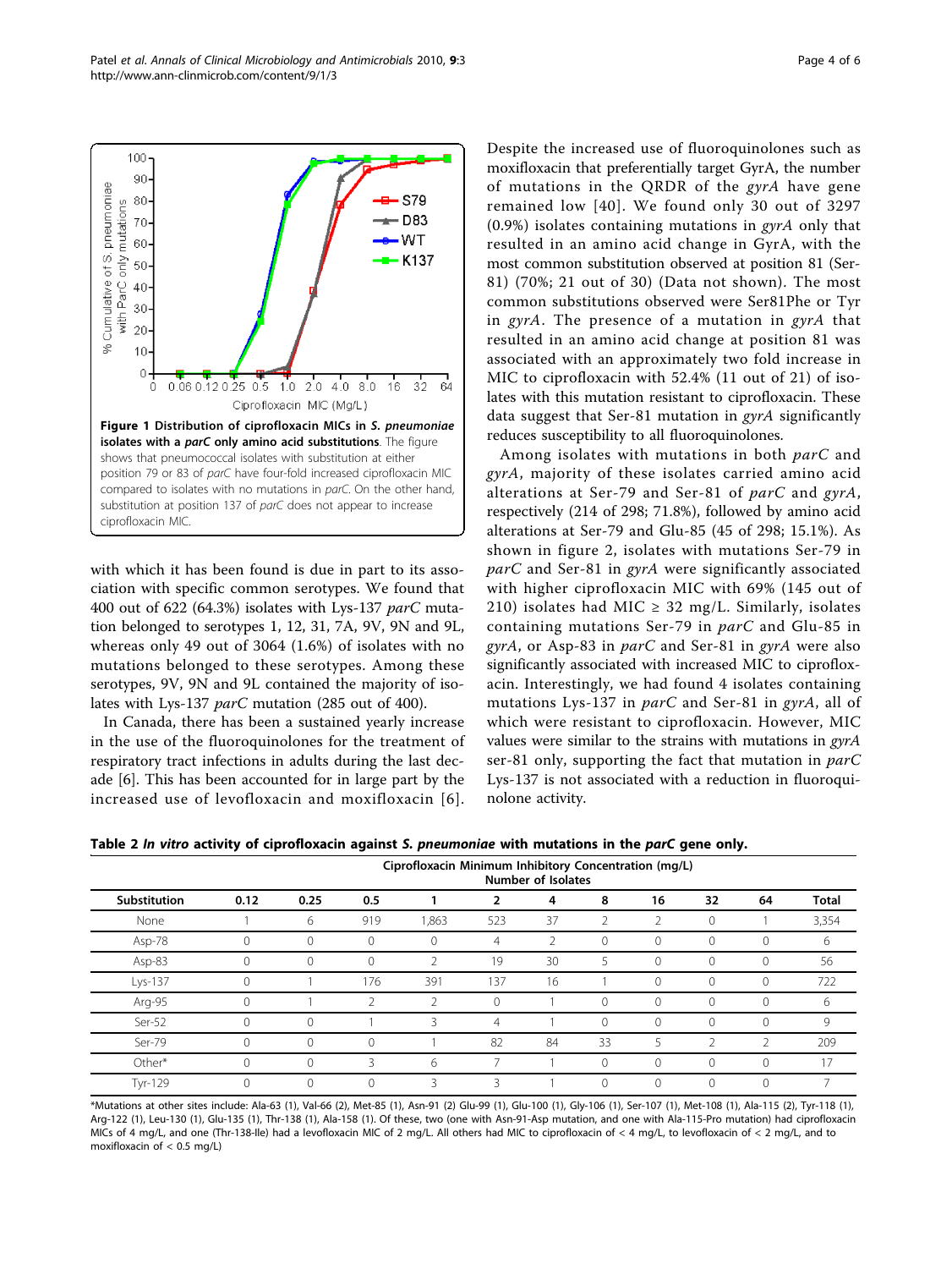**Figure 1 Distribution of ciprofloxacin MICs in *S. pneumoniae* isolates with a *parC* only amino acid substitutions**. The figure shows that pneumococcal isolates with substitution at either position 79 or 83 of *parC* have four-fold increased ciprofloxacin MIC compared to isolates with no mutations in *parC*. On the other hand, substitution at position 137 of *parC* does not appear to increase ciprofloxacin MIC.

with which it has been found is due in part to its association with specific common serotypes. We found that 400 out of 622 (64.3%) isolates with Lys-137 *parC* mutation belonged to serotypes 1, 12, 31, 7A, 9V, 9N and 9L, whereas only 49 out of 3064 (1.6%) of isolates with no mutations belonged to these serotypes. Among these serotypes, 9V, 9N and 9L contained the majority of isolates with Lys-137 *parC* mutation (285 out of 400).

In Canada, there has been a sustained yearly increase in the use of the fluoroquinolones for the treatment of respiratory tract infections in adults during the last decade [6]. This has been accounted for in large part by the increased use of levofloxacin and moxifloxacin [6]. Despite the increased use of fluoroquinolones such as moxifloxacin that preferentially target GyrA, the number of mutations in the QRDR of the *gyrA* have gene remained low [40]. We found only 30 out of 3297 (0.9%) isolates containing mutations in *gyrA* only that resulted in an amino acid change in GyrA, with the most common substitution observed at position 81 (Ser-81) (70%; 21 out of 30) (Data not shown). The most common substitutions observed were Ser81Phe or Tyr in *gyrA*. The presence of a mutation in *gyrA* that resulted in an amino acid change at position 81 was associated with an approximately two fold increase in MIC to ciprofloxacin with 52.4% (11 out of 21) of isolates with this mutation resistant to ciprofloxacin. These data suggest that Ser-81 mutation in *gyrA* significantly reduces susceptibility to all fluoroquinolones.

Among isolates with mutations in both *parC* and *gyrA*, majority of these isolates carried amino acid alterations at Ser-79 and Ser-81 of *parC* and *gyrA*, respectively (214 of 298; 71.8%), followed by amino acid alterations at Ser-79 and Glu-85 (45 of 298; 15.1%). As shown in figure 2, isolates with mutations Ser-79 in *parC* and Ser-81 in *gyrA* were significantly associated with higher ciprofloxacin MIC with 69% (145 out of 210) isolates had MIC ≥ 32 mg/L. Similarly, isolates containing mutations Ser-79 in *parC* and Glu-85 in *gyrA*, or Asp-83 in *parC* and Ser-81 in *gyrA* were also significantly associated with increased MIC to ciprofloxacin. Interestingly, we had found 4 isolates containing mutations Lys-137 in *parC* and Ser-81 in *gyrA*, all of which were resistant to ciprofloxacin. However, MIC values were similar to the strains with mutations in *gyrA* ser-81 only, supporting the fact that mutation in *parC* Lys-137 is not associated with a reduction in fluoroquinolone activity.

**Table 2 *In vitro* activity of ciprofloxacin against *S. pneumoniae* with mutations in the *parC* gene only.**

| | Ciprofloxacin Minimum Inhibitory Concentration (mg/L) Number of Isolates | | | | | | | | | | |
|---|---|---|---|---|---|---|---|---|---|---|---|
| **Substitution** | **0.12** | **0.25** | **0.5** | **1** | **2** | **4** | **8** | **16** | **32** | **64** | **Total** |
| None | 1 | 6 | 919 | 1,863 | 523 | 37 | 2 | 2 | 0 | 1 | 3,354 |
| Asp-78 | 0 | 0 | 0 | 0 | 4 | 2 | 0 | 0 | 0 | 0 | 6 |
| Asp-83 | 0 | 0 | 0 | 2 | 19 | 30 | 5 | 0 | 0 | 0 | 56 |
| Lys-137 | 0 | 1 | 176 | 391 | 137 | 16 | 1 | 0 | 0 | 0 | 722 |
| Arg-95 | 0 | 1 | 2 | 2 | 0 | 1 | 0 | 0 | 0 | 0 | 6 |
| Ser-52 | 0 | 0 | 1 | 3 | 4 | 1 | 0 | 0 | 0 | 0 | 9 |
| Ser-79 | 0 | 0 | 0 | 1 | 82 | 84 | 33 | 5 | 2 | 2 | 209 |
| Other* | 0 | 0 | 3 | 6 | 7 | 1 | 0 | 0 | 0 | 0 | 17 |
| Tyr-129 | 0 | 0 | 0 | 3 | 3 | 1 | 0 | 0 | 0 | 0 | 7 |

*Mutations at other sites include: Ala-63 (1), Val-66 (2), Met-85 (1), Asn-91 (2) Glu-99 (1), Glu-100 (1), Gly-106 (1), Ser-107 (1), Met-108 (1), Ala-115 (2), Tyr-118 (1), Arg-122 (1), Leu-130 (1), Glu-135 (1), Thr-138 (1), Ala-158 (1). Of these, two (one with Asn-91-Asp mutation, and one with Ala-115-Pro mutation) had ciprofloxacin MICs of 4 mg/L, and one (Thr-138-Ile) had a levofloxacin MIC of 2 mg/L. All others had MIC to ciprofloxacin of < 4 mg/L, to levofloxacin of < 2 mg/L, and to moxifloxacin of < 0.5 mg/L)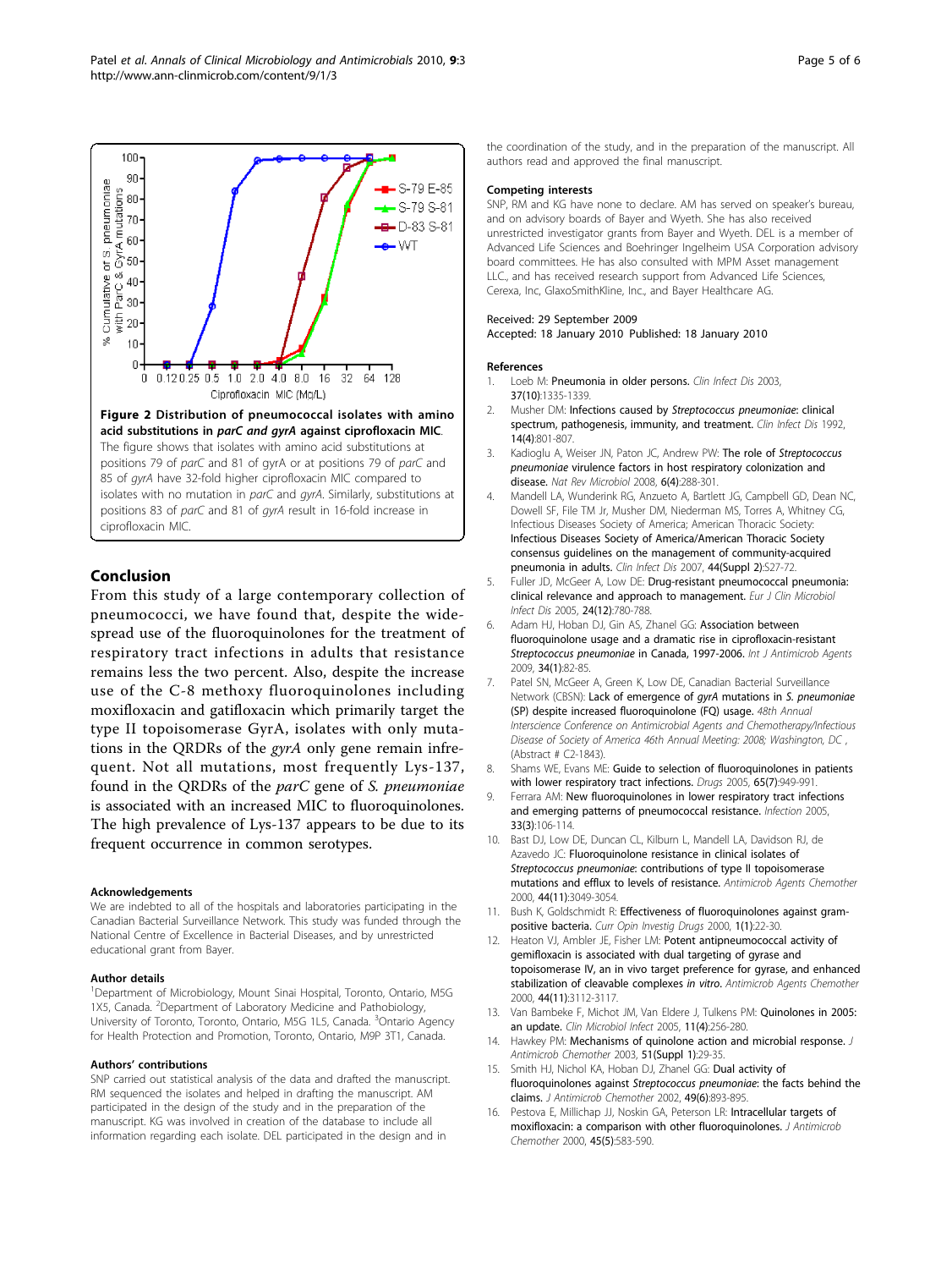% Cumulative of S. pneumoniae with ParC & GyrA mutations

100
90
80
70
60
50
40
30
20
10
0

0 0.12 0.25 0.5 1.0 2.0 4.0 8.0 16 32 64 128

Ciprofloxacin MIC (Mg/L)

S-79 E-85
S-79 S-81
D-83 S-81
WT

**Figure 2 Distribution of pneumococcal isolates with amino acid substitutions in *parC and gyrA* against ciprofloxacin MIC**. The figure shows that isolates with amino acid substitutions at positions 79 of *parC* and 81 of gyrA or at positions 79 of *parC* and 85 of *gyrA* have 32-fold higher ciprofloxacin MIC compared to isolates with no mutation in *parC* and *gyrA*. Similarly, substitutions at positions 83 of *parC* and 81 of *gyrA* result in 16-fold increase in ciprofloxacin MIC.

## Conclusion

From this study of a large contemporary collection of pneumococci, we have found that, despite the wide-spread use of the fluoroquinolones for the treatment of respiratory tract infections in adults that resistance remains less the two percent. Also, despite the increase use of the C-8 methoxy fluoroquinolones including moxifloxacin and gatifloxacin which primarily target the type II topoisomerase GyrA, isolates with only mutations in the QRDRs of the *gyrA* only gene remain infrequent. Not all mutations, most frequently Lys-137, found in the QRDRs of the *parC* gene of *S. pneumoniae* is associated with an increased MIC to fluoroquinolones. The high prevalence of Lys-137 appears to be due to its frequent occurrence in common serotypes.

#### Acknowledgements

We are indebted to all of the hospitals and laboratories participating in the Canadian Bacterial Surveillance Network. This study was funded through the National Centre of Excellence in Bacterial Diseases, and by unrestricted educational grant from Bayer.

#### Author details

[1]Department of Microbiology, Mount Sinai Hospital, Toronto, Ontario, M5G 1X5, Canada. [2]Department of Laboratory Medicine and Pathobiology, University of Toronto, Toronto, Ontario, M5G 1L5, Canada. [3]Ontario Agency for Health Protection and Promotion, Toronto, Ontario, M9P 3T1, Canada.

#### Authors' contributions

SNP carried out statistical analysis of the data and drafted the manuscript. RM sequenced the isolates and helped in drafting the manuscript. AM participated in the design of the study and in the preparation of the manuscript. KG was involved in creation of the database to include all information regarding each isolate. DEL participated in the design and in the coordination of the study, and in the preparation of the manuscript. All authors read and approved the final manuscript.

#### Competing interests

SNP, RM and KG have none to declare. AM has served on speaker's bureau, and on advisory boards of Bayer and Wyeth. She has also received unrestricted investigator grants from Bayer and Wyeth. DEL is a member of Advanced Life Sciences and Boehringer Ingelheim USA Corporation advisory board committees. He has also consulted with MPM Asset management LLC., and has received research support from Advanced Life Sciences, Cerexa, Inc, GlaxoSmithKline, Inc., and Bayer Healthcare AG.

Received: 29 September 2009
Accepted: 18 January 2010 Published: 18 January 2010

#### References

1. Loeb M: **Pneumonia in older persons.** *Clin Infect Dis* 2003, **37(10)**:1335-1339.
2. Musher DM: **Infections caused by *Streptococcus pneumoniae*: clinical spectrum, pathogenesis, immunity, and treatment.** *Clin Infect Dis* 1992, **14(4)**:801-807.
3. Kadioglu A, Weiser JN, Paton JC, Andrew PW: **The role of *Streptococcus pneumoniae* virulence factors in host respiratory colonization and disease.** *Nat Rev Microbiol* 2008, **6(4)**:288-301.
4. Mandell LA, Wunderink RG, Anzueto A, Bartlett JG, Campbell GD, Dean NC, Dowell SF, File TM Jr, Musher DM, Niederman MS, Torres A, Whitney CG, Infectious Diseases Society of America; American Thoracic Society: **Infectious Diseases Society of America/American Thoracic Society consensus guidelines on the management of community-acquired pneumonia in adults.** *Clin Infect Dis* 2007, **44(Suppl 2)**:S27-72.
5. Fuller JD, McGeer A, Low DE: **Drug-resistant pneumococcal pneumonia: clinical relevance and approach to management.** *Eur J Clin Microbiol Infect Dis* 2005, **24(12)**:780-788.
6. Adam HJ, Hoban DJ, Gin AS, Zhanel GG: **Association between fluoroquinolone usage and a dramatic rise in ciprofloxacin-resistant *Streptococcus pneumoniae* in Canada, 1997-2006.** *Int J Antimicrob Agents* 2009, **34(1)**:82-85.
7. Patel SN, McGeer A, Green K, Low DE, Canadian Bacterial Surveillance Network (CBSN): **Lack of emergence of *gyrA* mutations in *S. pneumoniae* (SP) despite increased fluoroquinolone (FQ) usage.** *48th Annual Interscience Conference on Antimicrobial Agents and Chemotherapy/Infectious Disease of Society of America 46th Annual Meeting: 2008; Washington, DC*, (Abstract # C2-1843).
8. Shams WE, Evans ME: **Guide to selection of fluoroquinolones in patients with lower respiratory tract infections.** *Drugs* 2005, **65(7)**:949-991.
9. Ferrara AM: **New fluoroquinolones in lower respiratory tract infections and emerging patterns of pneumococcal resistance.** *Infection* 2005, **33(3)**:106-114.
10. Bast DJ, Low DE, Duncan CL, Kilburn L, Mandell LA, Davidson RJ, de Azevedo JC: **Fluoroquinolone resistance in clinical isolates of *Streptococcus pneumoniae*: contributions of type II topoisomerase mutations and efflux to levels of resistance.** *Antimicrob Agents Chemother* 2000, **44(11)**:3049-3054.
11. Bush K, Goldschmidt R: **Effectiveness of fluoroquinolones against gram-positive bacteria.** *Curr Opin Investig Drugs* 2000, **1(1)**:22-30.
12. Heaton VJ, Ambler JE, Fisher LM: **Potent antipneumococcal activity of gemifloxacin is associated with dual targeting of gyrase and topoisomerase IV, an in vivo target preference for gyrase, and enhanced stabilization of cleavable complexes *in vitro*.** *Antimicrob Agents Chemother* 2000, **44(11)**:3112-3117.
13. Van Bambeke F, Michot JM, Van Eldere J, Tulkens PM: **Quinolones in 2005: an update.** *Clin Microbiol Infect* 2005, **11(4)**:256-280.
14. Hawkey PM: **Mechanisms of quinolone action and microbial response.** *J Antimicrob Chemother* 2003, **51(Suppl 1)**:29-35.
15. Smith HJ, Nichol KA, Hoban DJ, Zhanel GG: **Dual activity of fluoroquinolones against *Streptococcus pneumoniae*: the facts behind the claims.** *J Antimicrob Chemother* 2002, **49(6)**:893-895.
16. Pestova E, Millichap JJ, Noskin GA, Peterson LR: **Intracellular targets of moxifloxacin: a comparison with other fluoroquinolones.** *J Antimicrob Chemother* 2000, **45(5)**:583-590.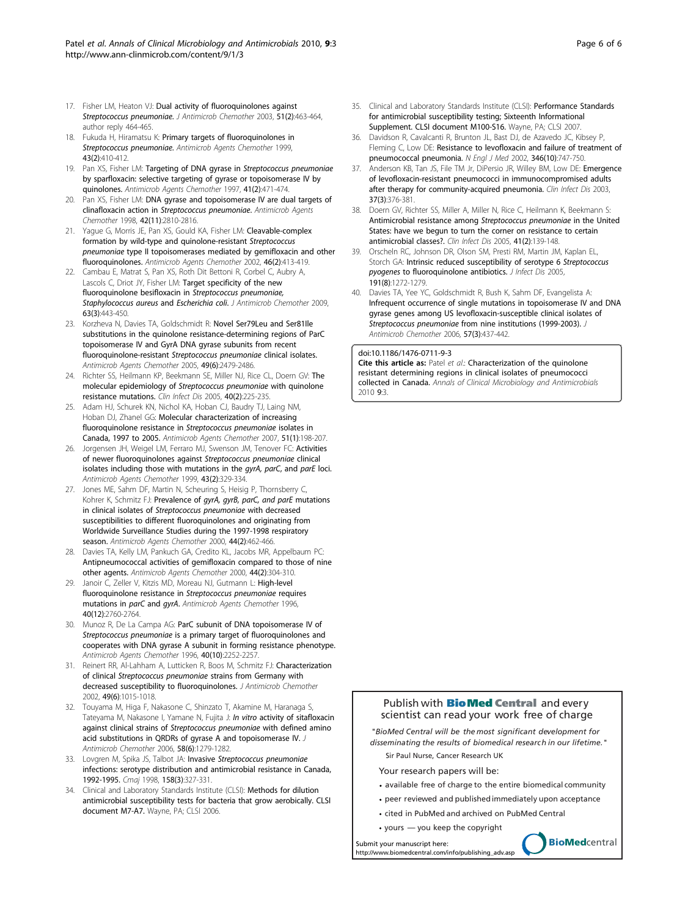17. Fisher LM, Heaton VJ: **Dual activity of fluoroquinolones against *Streptococcus pneumoniae*.** *J Antimicrob Chemother* 2003, **51(2)**:463-464, author reply 464-465.
18. Fukuda H, Hiramatsu K: **Primary targets of fluoroquinolones in *Streptococcus pneumoniae*.** *Antimicrob Agents Chemother* 1999, **43(2)**:410-412.
19. Pan XS, Fisher LM: **Targeting of DNA gyrase in *Streptococcus pneumoniae* by sparfloxacin: selective targeting of gyrase or topoisomerase IV by quinolones.** *Antimicrob Agents Chemother* 1997, **41(2)**:471-474.
20. Pan XS, Fisher LM: **DNA gyrase and topoisomerase IV are dual targets of clinafloxacin action in *Streptococcus pneumoniae*.** *Antimicrob Agents Chemother* 1998, **42(11)**:2810-2816.
21. Yague G, Morris JE, Pan XS, Gould KA, Fisher LM: **Cleavable-complex formation by wild-type and quinolone-resistant *Streptococcus pneumoniae* type II topoisomerases mediated by gemifloxacin and other fluoroquinolones.** *Antimicrob Agents Chemother* 2002, **46(2)**:413-419.
22. Cambau E, Matrat S, Pan XS, Roth Dit Bettoni R, Corbel C, Aubry A, Lascols C, Driot JY, Fisher LM: **Target specificity of the new fluoroquinolone besifloxacin in *Streptococcus pneumoniae, Staphylococcus aureus* and *Escherichia coli*.** *J Antimicrob Chemother* 2009, **63(3)**:443-450.
23. Korzheva N, Davies TA, Goldschmidt R: **Novel Ser79Leu and Ser81Ile substitutions in the quinolone resistance-determining regions of ParC topoisomerase IV and GyrA DNA gyrase subunits from recent fluoroquinolone-resistant *Streptococcus pneumoniae* clinical isolates.** *Antimicrob Agents Chemother* 2005, **49(6)**:2479-2486.
24. Richter SS, Heilmann KP, Beekmann SE, Miller NJ, Rice CL, Doern GV: **The molecular epidemiology of *Streptococcus pneumoniae* with quinolone resistance mutations.** *Clin Infect Dis* 2005, **40(2)**:225-235.
25. Adam HJ, Schurek KN, Nichol KA, Hoban CJ, Baudry TJ, Laing NM, Hoban DJ, Zhanel GG: **Molecular characterization of increasing fluoroquinolone resistance in *Streptococcus pneumoniae* isolates in Canada, 1997 to 2005.** *Antimicrob Agents Chemother* 2007, **51(1)**:198-207.
26. Jorgensen JH, Weigel LM, Ferraro MJ, Swenson JM, Tenover FC: **Activities of newer fluoroquinolones against *Streptococcus pneumoniae* clinical isolates including those with mutations in the *gyrA, parC*, and *parE* loci.** *Antimicrob Agents Chemother* 1999, **43(2)**:329-334.
27. Jones ME, Sahm DF, Martin N, Scheuring S, Heisig P, Thornsberry C, Kohrer K, Schmitz FJ: **Prevalence of *gyrA, gyrB, parC, and parE* mutations in clinical isolates of *Streptococcus pneumoniae* with decreased susceptibilities to different fluoroquinolones and originating from Worldwide Surveillance Studies during the 1997-1998 respiratory season.** *Antimicrob Agents Chemother* 2000, **44(2)**:462-466.
28. Davies TA, Kelly LM, Pankuch GA, Credito KL, Jacobs MR, Appelbaum PC: **Antipneumococcal activities of gemifloxacin compared to those of nine other agents.** *Antimicrob Agents Chemother* 2000, **44(2)**:304-310.
29. Janoir C, Zeller V, Kitzis MD, Moreau NJ, Gutmann L: **High-level fluoroquinolone resistance in *Streptococcus pneumoniae* requires mutations in *parC* and *gyrA*.** *Antimicrob Agents Chemother* 1996, **40(12)**:2760-2764.
30. Munoz R, De La Campa AG: **ParC subunit of DNA topoisomerase IV of *Streptococcus pneumoniae* is a primary target of fluoroquinolones and cooperates with DNA gyrase A subunit in forming resistance phenotype.** *Antimicrob Agents Chemother* 1996, **40(10)**:2252-2257.
31. Reinert RR, Al-Lahham A, Lutticken R, Boos M, Schmitz FJ: **Characterization of clinical *Streptococcus pneumoniae* strains from Germany with decreased susceptibility to fluoroquinolones.** *J Antimicrob Chemother* 2002, **49(6)**:1015-1018.
32. Touyama M, Higa F, Nakasone C, Shinzato T, Akamine M, Haranaga S, Tateyama M, Nakasone I, Yamane N, Fujita J: ***In vitro* activity of sitafloxacin against clinical strains of *Streptococcus pneumoniae* with defined amino acid substitutions in QRDRs of gyrase A and topoisomerase IV.** *J Antimicrob Chemother* 2006, **58(6)**:1279-1282.
33. Lovgren M, Spika JS, Talbot JA: **Invasive *Streptococcus pneumoniae* infections: serotype distribution and antimicrobial resistance in Canada, 1992-1995.** *Cmaj* 1998, **158(3)**:327-331.
34. Clinical and Laboratory Standards Institute (CLSI): **Methods for dilution antimicrobial susceptibility tests for bacteria that grow aerobically. CLSI document M7-A7.** Wayne, PA; CLSI 2006.
35. Clinical and Laboratory Standards Institute (CLSI): **Performance Standards for antimicrobial susceptibility testing; Sixteenth Informational Supplement. CLSI document M100-S16.** Wayne, PA; CLSI 2007.
36. Davidson R, Cavalcanti R, Brunton JL, Bast DJ, de Azavedo JC, Kibsey P, Fleming C, Low DE: **Resistance to levofloxacin and failure of treatment of pneumococcal pneumonia.** *N Engl J Med* 2002, **346(10)**:747-750.
37. Anderson KB, Tan JS, File TM Jr, DiPersio JR, Willey BM, Low DE: **Emergence of levofloxacin-resistant pneumococci in immunocompromised adults after therapy for community-acquired pneumonia.** *Clin Infect Dis* 2003, **37(3)**:376-381.
38. Doern GV, Richter SS, Miller A, Miller N, Rice C, Heilmann K, Beekmann S: **Antimicrobial resistance among *Streptococcus pneumoniae* in the United States: have we begun to turn the corner on resistance to certain antimicrobial classes?.** *Clin Infect Dis* 2005, **41(2)**:139-148.
39. Orscheln RC, Johnson DR, Olson SM, Presti RM, Martin JM, Kaplan EL, Storch GA: **Intrinsic reduced susceptibility of serotype 6 *Streptococcus pyogenes* to fluoroquinolone antibiotics.** *J Infect Dis* 2005, **191(8)**:1272-1279.
40. Davies TA, Yee YC, Goldschmidt R, Bush K, Sahm DF, Evangelista A: **Infrequent occurrence of single mutations in topoisomerase IV and DNA gyrase genes among US levofloxacin-susceptible clinical isolates of *Streptococcus pneumoniae* from nine institutions (1999-2003).** *J Antimicrob Chemother* 2006, **57(3)**:437-442.

doi:10.1186/1476-0711-9-3

**Cite this article as:** Patel *et al.*: Characterization of the quinolone resistant determining regions in clinical isolates of pneumococci collected in Canada. *Annals of Clinical Microbiology and Antimicrobials* 2010 **9**:3.

Publish with **BioMed Central** and every scientist can read your work free of charge

*"BioMed Central will be the most significant development for disseminating the results of biomedical research in our lifetime."*

Sir Paul Nurse, Cancer Research UK

Your research papers will be:

- available free of charge to the entire biomedical community
- peer reviewed and published immediately upon acceptance
- cited in PubMed and archived on PubMed Central
- yours — you keep the copyright

Submit your manuscript here:
http://www.biomedcentral.com/info/publishing_adv.asp

BioMedcentral